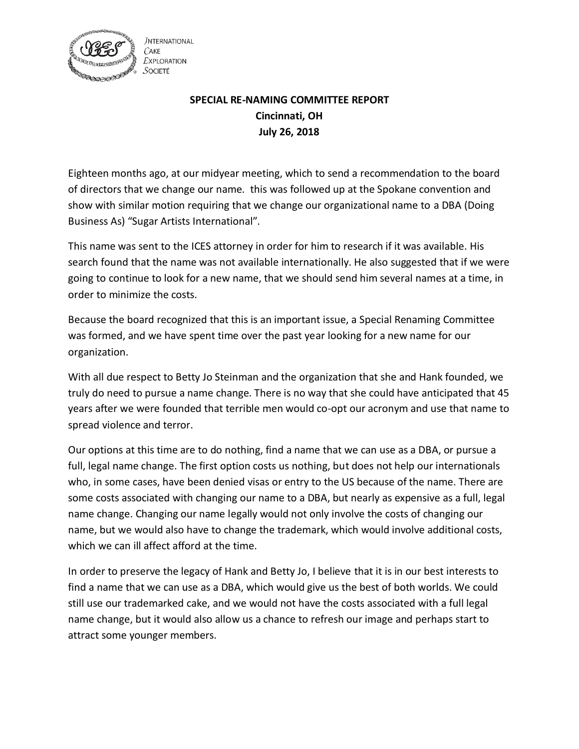International Cake Exploration Societé

**SPECIAL RE-NAMING COMMITTEE REPORT**
**Cincinnati, OH**
**July 26, 2018**

Eighteen months ago, at our midyear meeting, which to send a recommendation to the board of directors that we change our name. this was followed up at the Spokane convention and show with similar motion requiring that we change our organizational name to a DBA (Doing Business As) "Sugar Artists International".

This name was sent to the ICES attorney in order for him to research if it was available. His search found that the name was not available internationally. He also suggested that if we were going to continue to look for a new name, that we should send him several names at a time, in order to minimize the costs.

Because the board recognized that this is an important issue, a Special Renaming Committee was formed, and we have spent time over the past year looking for a new name for our organization.

With all due respect to Betty Jo Steinman and the organization that she and Hank founded, we truly do need to pursue a name change. There is no way that she could have anticipated that 45 years after we were founded that terrible men would co-opt our acronym and use that name to spread violence and terror.

Our options at this time are to do nothing, find a name that we can use as a DBA, or pursue a full, legal name change. The first option costs us nothing, but does not help our internationals who, in some cases, have been denied visas or entry to the US because of the name. There are some costs associated with changing our name to a DBA, but nearly as expensive as a full, legal name change. Changing our name legally would not only involve the costs of changing our name, but we would also have to change the trademark, which would involve additional costs, which we can ill affect afford at the time.

In order to preserve the legacy of Hank and Betty Jo, I believe that it is in our best interests to find a name that we can use as a DBA, which would give us the best of both worlds. We could still use our trademarked cake, and we would not have the costs associated with a full legal name change, but it would also allow us a chance to refresh our image and perhaps start to attract some younger members.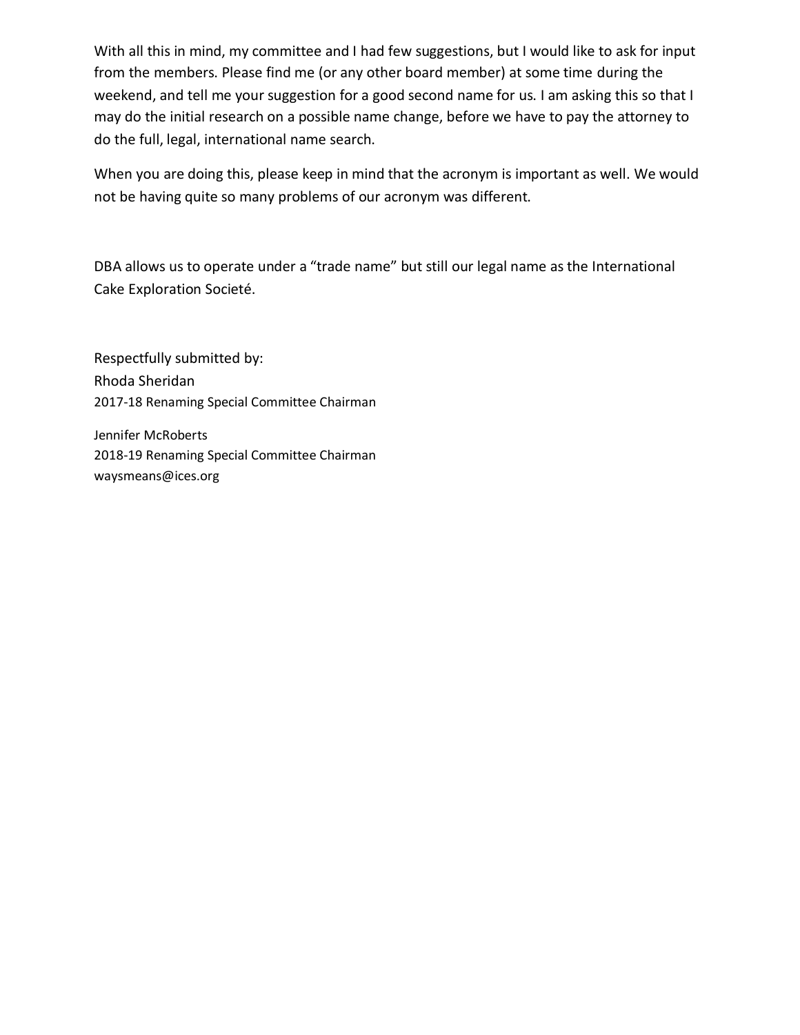With all this in mind, my committee and I had few suggestions, but I would like to ask for input from the members. Please find me (or any other board member) at some time during the weekend, and tell me your suggestion for a good second name for us. I am asking this so that I may do the initial research on a possible name change, before we have to pay the attorney to do the full, legal, international name search.

When you are doing this, please keep in mind that the acronym is important as well. We would not be having quite so many problems of our acronym was different.

DBA allows us to operate under a "trade name" but still our legal name as the International Cake Exploration Societé.

Respectfully submitted by:
Rhoda Sheridan
2017-18 Renaming Special Committee Chairman

Jennifer McRoberts
2018-19 Renaming Special Committee Chairman
waysmeans@ices.org